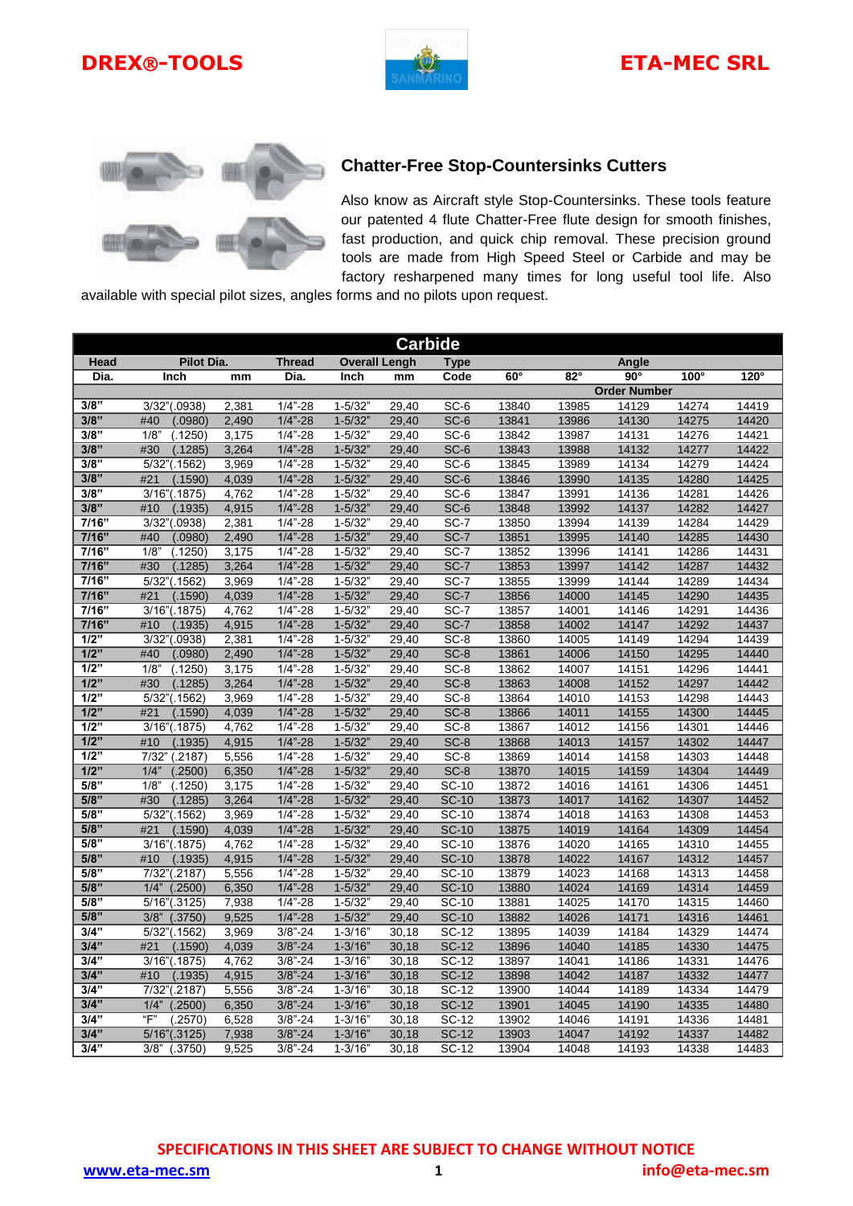DREX®-TOOLS

ETA-MEC SRL

## Chatter-Free Stop-Countersinks Cutters

Also know as Aircraft style Stop-Countersinks. These tools feature our patented 4 flute Chatter-Free flute design for smooth finishes, fast production, and quick chip removal. These precision ground tools are made from High Speed Steel or Carbide and may be factory resharpened many times for long useful tool life. Also available with special pilot sizes, angles forms and no pilots upon request.

| Carbide | | | | | | | | | | | |
|---|---|---|---|---|---|---|---|---|---|---|---|
| Head | Pilot Dia. | | Thread | Overall Lengh | | Type | Angle | | | | |
| Dia. | Inch | mm | Dia. | Inch | mm | Code | 60° | 82° | 90° | 100° | 120° |
| | | | | | | | Order Number | | | | |
| 3/8" | 3/32"(.0938) | 2,381 | 1/4"-28 | 1-5/32" | 29,40 | SC-6 | 13840 | 13985 | 14129 | 14274 | 14419 |
| 3/8" | #40 (.0980) | 2,490 | 1/4"-28 | 1-5/32" | 29,40 | SC-6 | 13841 | 13986 | 14130 | 14275 | 14420 |
| 3/8" | 1/8" (.1250) | 3,175 | 1/4"-28 | 1-5/32" | 29,40 | SC-6 | 13842 | 13987 | 14131 | 14276 | 14421 |
| 3/8" | #30 (.1285) | 3,264 | 1/4"-28 | 1-5/32" | 29,40 | SC-6 | 13843 | 13988 | 14132 | 14277 | 14422 |
| 3/8" | 5/32"(.1562) | 3,969 | 1/4"-28 | 1-5/32" | 29,40 | SC-6 | 13845 | 13989 | 14134 | 14279 | 14424 |
| 3/8" | #21 (.1590) | 4,039 | 1/4"-28 | 1-5/32" | 29,40 | SC-6 | 13846 | 13990 | 14135 | 14280 | 14425 |
| 3/8" | 3/16"(.1875) | 4,762 | 1/4"-28 | 1-5/32" | 29,40 | SC-6 | 13847 | 13991 | 14136 | 14281 | 14426 |
| 3/8" | #10 (.1935) | 4,915 | 1/4"-28 | 1-5/32" | 29,40 | SC-6 | 13848 | 13992 | 14137 | 14282 | 14427 |
| 7/16" | 3/32"(.0938) | 2,381 | 1/4"-28 | 1-5/32" | 29,40 | SC-7 | 13850 | 13994 | 14139 | 14284 | 14429 |
| 7/16" | #40 (.0980) | 2,490 | 1/4"-28 | 1-5/32" | 29,40 | SC-7 | 13851 | 13995 | 14140 | 14285 | 14430 |
| 7/16" | 1/8" (.1250) | 3,175 | 1/4"-28 | 1-5/32" | 29,40 | SC-7 | 13852 | 13996 | 14141 | 14286 | 14431 |
| 7/16" | #30 (.1285) | 3,264 | 1/4"-28 | 1-5/32" | 29,40 | SC-7 | 13853 | 13997 | 14142 | 14287 | 14432 |
| 7/16" | 5/32"(.1562) | 3,969 | 1/4"-28 | 1-5/32" | 29,40 | SC-7 | 13855 | 13999 | 14144 | 14289 | 14434 |
| 7/16" | #21 (.1590) | 4,039 | 1/4"-28 | 1-5/32" | 29,40 | SC-7 | 13856 | 14000 | 14145 | 14290 | 14435 |
| 7/16" | 3/16"(.1875) | 4,762 | 1/4"-28 | 1-5/32" | 29,40 | SC-7 | 13857 | 14001 | 14146 | 14291 | 14436 |
| 7/16" | #10 (.1935) | 4,915 | 1/4"-28 | 1-5/32" | 29,40 | SC-7 | 13858 | 14002 | 14147 | 14292 | 14437 |
| 1/2" | 3/32"(.0938) | 2,381 | 1/4"-28 | 1-5/32" | 29,40 | SC-8 | 13860 | 14005 | 14149 | 14294 | 14439 |
| 1/2" | #40 (.0980) | 2,490 | 1/4"-28 | 1-5/32" | 29,40 | SC-8 | 13861 | 14006 | 14150 | 14295 | 14440 |
| 1/2" | 1/8" (.1250) | 3,175 | 1/4"-28 | 1-5/32" | 29,40 | SC-8 | 13862 | 14007 | 14151 | 14296 | 14441 |
| 1/2" | #30 (.1285) | 3,264 | 1/4"-28 | 1-5/32" | 29,40 | SC-8 | 13863 | 14008 | 14152 | 14297 | 14442 |
| 1/2" | 5/32"(.1562) | 3,969 | 1/4"-28 | 1-5/32" | 29,40 | SC-8 | 13864 | 14010 | 14153 | 14298 | 14443 |
| 1/2" | #21 (.1590) | 4,039 | 1/4"-28 | 1-5/32" | 29,40 | SC-8 | 13866 | 14011 | 14155 | 14300 | 14445 |
| 1/2" | 3/16"(.1875) | 4,762 | 1/4"-28 | 1-5/32" | 29,40 | SC-8 | 13867 | 14012 | 14156 | 14301 | 14446 |
| 1/2" | #10 (.1935) | 4,915 | 1/4"-28 | 1-5/32" | 29,40 | SC-8 | 13868 | 14013 | 14157 | 14302 | 14447 |
| 1/2" | 7/32" (.2187) | 5,556 | 1/4"-28 | 1-5/32" | 29,40 | SC-8 | 13869 | 14014 | 14158 | 14303 | 14448 |
| 1/2" | 1/4" (.2500) | 6,350 | 1/4"-28 | 1-5/32" | 29,40 | SC-8 | 13870 | 14015 | 14159 | 14304 | 14449 |
| 5/8" | 1/8" (.1250) | 3,175 | 1/4"-28 | 1-5/32" | 29,40 | SC-10 | 13872 | 14016 | 14161 | 14306 | 14451 |
| 5/8" | #30 (.1285) | 3,264 | 1/4"-28 | 1-5/32" | 29,40 | SC-10 | 13873 | 14017 | 14162 | 14307 | 14452 |
| 5/8" | 5/32"(.1562) | 3,969 | 1/4"-28 | 1-5/32" | 29,40 | SC-10 | 13874 | 14018 | 14163 | 14308 | 14453 |
| 5/8" | #21 (.1590) | 4,039 | 1/4"-28 | 1-5/32" | 29,40 | SC-10 | 13875 | 14019 | 14164 | 14309 | 14454 |
| 5/8" | 3/16"(.1875) | 4,762 | 1/4"-28 | 1-5/32" | 29,40 | SC-10 | 13876 | 14020 | 14165 | 14310 | 14455 |
| 5/8" | #10 (.1935) | 4,915 | 1/4"-28 | 1-5/32" | 29,40 | SC-10 | 13878 | 14022 | 14167 | 14312 | 14457 |
| 5/8" | 7/32"(.2187) | 5,556 | 1/4"-28 | 1-5/32" | 29,40 | SC-10 | 13879 | 14023 | 14168 | 14313 | 14458 |
| 5/8" | 1/4" (.2500) | 6,350 | 1/4"-28 | 1-5/32" | 29,40 | SC-10 | 13880 | 14024 | 14169 | 14314 | 14459 |
| 5/8" | 5/16"(.3125) | 7,938 | 1/4"-28 | 1-5/32" | 29,40 | SC-10 | 13881 | 14025 | 14170 | 14315 | 14460 |
| 5/8" | 3/8" (.3750) | 9,525 | 1/4"-28 | 1-5/32" | 29,40 | SC-10 | 13882 | 14026 | 14171 | 14316 | 14461 |
| 3/4" | 5/32"(.1562) | 3,969 | 3/8"-24 | 1-3/16" | 30,18 | SC-12 | 13895 | 14039 | 14184 | 14329 | 14474 |
| 3/4" | #21 (.1590) | 4,039 | 3/8"-24 | 1-3/16" | 30,18 | SC-12 | 13896 | 14040 | 14185 | 14330 | 14475 |
| 3/4" | 3/16"(.1875) | 4,762 | 3/8"-24 | 1-3/16" | 30,18 | SC-12 | 13897 | 14041 | 14186 | 14331 | 14476 |
| 3/4" | #10 (.1935) | 4,915 | 3/8"-24 | 1-3/16" | 30,18 | SC-12 | 13898 | 14042 | 14187 | 14332 | 14477 |
| 3/4" | 7/32"(.2187) | 5,556 | 3/8"-24 | 1-3/16" | 30,18 | SC-12 | 13900 | 14044 | 14189 | 14334 | 14479 |
| 3/4" | 1/4" (.2500) | 6,350 | 3/8"-24 | 1-3/16" | 30,18 | SC-12 | 13901 | 14045 | 14190 | 14335 | 14480 |
| 3/4" | "F" (.2570) | 6,528 | 3/8"-24 | 1-3/16" | 30,18 | SC-12 | 13902 | 14046 | 14191 | 14336 | 14481 |
| 3/4" | 5/16"(.3125) | 7,938 | 3/8"-24 | 1-3/16" | 30,18 | SC-12 | 13903 | 14047 | 14192 | 14337 | 14482 |
| 3/4" | 3/8" (.3750) | 9,525 | 3/8"-24 | 1-3/16" | 30,18 | SC-12 | 13904 | 14048 | 14193 | 14338 | 14483 |

SPECIFICATIONS IN THIS SHEET ARE SUBJECT TO CHANGE WITHOUT NOTICE

www.eta-mec.sm

info@eta-mec.sm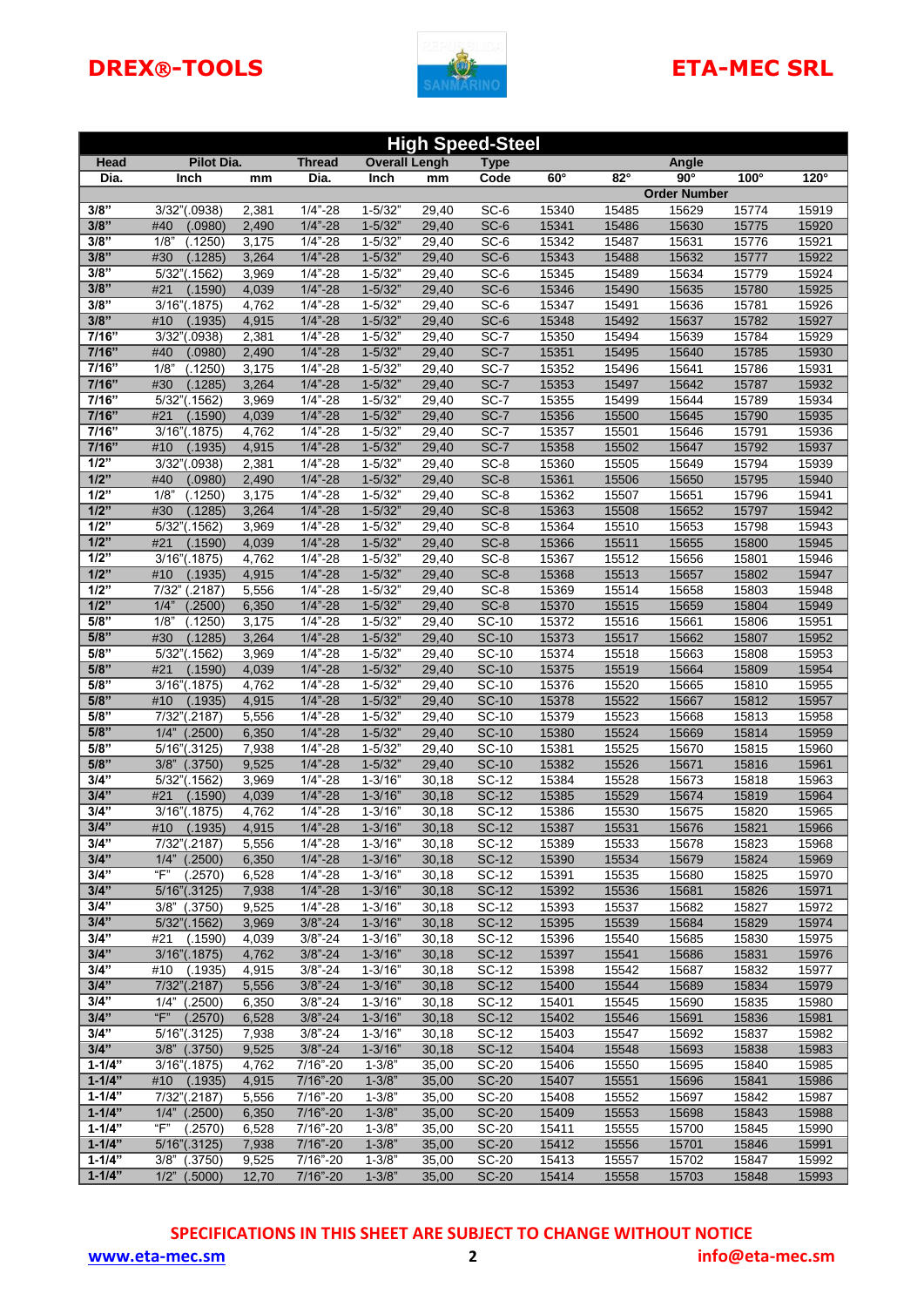**DREX®-TOOLS** **ETA-MEC SRL**

| High Speed-Steel | | | | | | | | | | | | |
|---|---|---|---|---|---|---|---|---|---|---|---|---|
| Head | Pilot Dia. | | Thread | Overall Length | | Type | Angle | | | | |
| Dia. | Inch | mm | Dia. | Inch | mm | Code | 60° | 82° | 90° | 100° | 120° |
| | | | | | | | Order Number | | | | |
| 3/8" | 3/32"(.0938) | 2,381 | 1/4"-28 | 1-5/32" | 29,40 | SC-6 | 15340 | 15485 | 15629 | 15774 | 15919 |
| 3/8" | #40 (.0980) | 2,490 | 1/4"-28 | 1-5/32" | 29,40 | SC-6 | 15341 | 15486 | 15630 | 15775 | 15920 |
| 3/8" | 1/8" (.1250) | 3,175 | 1/4"-28 | 1-5/32" | 29,40 | SC-6 | 15342 | 15487 | 15631 | 15776 | 15921 |
| 3/8" | #30 (.1285) | 3,264 | 1/4"-28 | 1-5/32" | 29,40 | SC-6 | 15343 | 15488 | 15632 | 15777 | 15922 |
| 3/8" | 5/32"(.1562) | 3,969 | 1/4"-28 | 1-5/32" | 29,40 | SC-6 | 15345 | 15489 | 15634 | 15779 | 15924 |
| 3/8" | #21 (.1590) | 4,039 | 1/4"-28 | 1-5/32" | 29,40 | SC-6 | 15346 | 15490 | 15635 | 15780 | 15925 |
| 3/8" | 3/16"(.1875) | 4,762 | 1/4"-28 | 1-5/32" | 29,40 | SC-6 | 15347 | 15491 | 15636 | 15781 | 15926 |
| 3/8" | #10 (.1935) | 4,915 | 1/4"-28 | 1-5/32" | 29,40 | SC-6 | 15348 | 15492 | 15637 | 15782 | 15927 |
| 7/16" | 3/32"(.0938) | 2,381 | 1/4"-28 | 1-5/32" | 29,40 | SC-7 | 15350 | 15494 | 15639 | 15784 | 15929 |
| 7/16" | #40 (.0980) | 2,490 | 1/4"-28 | 1-5/32" | 29,40 | SC-7 | 15351 | 15495 | 15640 | 15785 | 15930 |
| 7/16" | 1/8" (.1250) | 3,175 | 1/4"-28 | 1-5/32" | 29,40 | SC-7 | 15352 | 15496 | 15641 | 15786 | 15931 |
| 7/16" | #30 (.1285) | 3,264 | 1/4"-28 | 1-5/32" | 29,40 | SC-7 | 15353 | 15497 | 15642 | 15787 | 15932 |
| 7/16" | 5/32"(.1562) | 3,969 | 1/4"-28 | 1-5/32" | 29,40 | SC-7 | 15355 | 15499 | 15644 | 15789 | 15934 |
| 7/16" | #21 (.1590) | 4,039 | 1/4"-28 | 1-5/32" | 29,40 | SC-7 | 15356 | 15500 | 15645 | 15790 | 15935 |
| 7/16" | 3/16"(.1875) | 4,762 | 1/4"-28 | 1-5/32" | 29,40 | SC-7 | 15357 | 15501 | 15646 | 15791 | 15936 |
| 7/16" | #10 (.1935) | 4,915 | 1/4"-28 | 1-5/32" | 29,40 | SC-7 | 15358 | 15502 | 15647 | 15792 | 15937 |
| 1/2" | 3/32"(.0938) | 2,381 | 1/4"-28 | 1-5/32" | 29,40 | SC-8 | 15360 | 15505 | 15649 | 15794 | 15939 |
| 1/2" | #40 (.0980) | 2,490 | 1/4"-28 | 1-5/32" | 29,40 | SC-8 | 15361 | 15506 | 15650 | 15795 | 15940 |
| 1/2" | 1/8" (.1250) | 3,175 | 1/4"-28 | 1-5/32" | 29,40 | SC-8 | 15362 | 15507 | 15651 | 15796 | 15941 |
| 1/2" | #30 (.1285) | 3,264 | 1/4"-28 | 1-5/32" | 29,40 | SC-8 | 15363 | 15508 | 15652 | 15797 | 15942 |
| 1/2" | 5/32"(.1562) | 3,969 | 1/4"-28 | 1-5/32" | 29,40 | SC-8 | 15364 | 15510 | 15653 | 15798 | 15943 |
| 1/2" | #21 (.1590) | 4,039 | 1/4"-28 | 1-5/32" | 29,40 | SC-8 | 15366 | 15511 | 15655 | 15800 | 15945 |
| 1/2" | 3/16"(.1875) | 4,762 | 1/4"-28 | 1-5/32" | 29,40 | SC-8 | 15367 | 15512 | 15656 | 15801 | 15946 |
| 1/2" | #10 (.1935) | 4,915 | 1/4"-28 | 1-5/32" | 29,40 | SC-8 | 15368 | 15513 | 15657 | 15802 | 15947 |
| 1/2" | 7/32" (.2187) | 5,556 | 1/4"-28 | 1-5/32" | 29,40 | SC-8 | 15369 | 15514 | 15658 | 15803 | 15948 |
| 1/2" | 1/4" (.2500) | 6,350 | 1/4"-28 | 1-5/32" | 29,40 | SC-8 | 15370 | 15515 | 15659 | 15804 | 15949 |
| 5/8" | 1/8" (.1250) | 3,175 | 1/4"-28 | 1-5/32" | 29,40 | SC-10 | 15372 | 15516 | 15661 | 15806 | 15951 |
| 5/8" | #30 (.1285) | 3,264 | 1/4"-28 | 1-5/32" | 29,40 | SC-10 | 15373 | 15517 | 15662 | 15807 | 15952 |
| 5/8" | 5/32"(.1562) | 3,969 | 1/4"-28 | 1-5/32" | 29,40 | SC-10 | 15374 | 15518 | 15663 | 15808 | 15953 |
| 5/8" | #21 (.1590) | 4,039 | 1/4"-28 | 1-5/32" | 29,40 | SC-10 | 15375 | 15519 | 15664 | 15809 | 15954 |
| 5/8" | 3/16"(.1875) | 4,762 | 1/4"-28 | 1-5/32" | 29,40 | SC-10 | 15376 | 15520 | 15665 | 15810 | 15955 |
| 5/8" | #10 (.1935) | 4,915 | 1/4"-28 | 1-5/32" | 29,40 | SC-10 | 15378 | 15522 | 15667 | 15812 | 15957 |
| 5/8" | 7/32"(.2187) | 5,556 | 1/4"-28 | 1-5/32" | 29,40 | SC-10 | 15379 | 15523 | 15668 | 15813 | 15958 |
| 5/8" | 1/4" (.2500) | 6,350 | 1/4"-28 | 1-5/32" | 29,40 | SC-10 | 15380 | 15524 | 15669 | 15814 | 15959 |
| 5/8" | 5/16"(.3125) | 7,938 | 1/4"-28 | 1-5/32" | 29,40 | SC-10 | 15381 | 15525 | 15670 | 15815 | 15960 |
| 5/8" | 3/8" (.3750) | 9,525 | 1/4"-28 | 1-5/32" | 29,40 | SC-10 | 15382 | 15526 | 15671 | 15816 | 15961 |
| 3/4" | 5/32"(.1562) | 3,969 | 1/4"-28 | 1-3/16" | 30,18 | SC-12 | 15384 | 15528 | 15673 | 15818 | 15963 |
| 3/4" | #21 (.1590) | 4,039 | 1/4"-28 | 1-3/16" | 30,18 | SC-12 | 15385 | 15529 | 15674 | 15819 | 15964 |
| 3/4" | 3/16"(.1875) | 4,762 | 1/4"-28 | 1-3/16" | 30,18 | SC-12 | 15386 | 15530 | 15675 | 15820 | 15965 |
| 3/4" | #10 (.1935) | 4,915 | 1/4"-28 | 1-3/16" | 30,18 | SC-12 | 15387 | 15531 | 15676 | 15821 | 15966 |
| 3/4" | 7/32"(.2187) | 5,556 | 1/4"-28 | 1-3/16" | 30,18 | SC-12 | 15389 | 15533 | 15678 | 15823 | 15968 |
| 3/4" | 1/4" (.2500) | 6,350 | 1/4"-28 | 1-3/16" | 30,18 | SC-12 | 15390 | 15534 | 15679 | 15824 | 15969 |
| 3/4" | "F" (.2570) | 6,528 | 1/4"-28 | 1-3/16" | 30,18 | SC-12 | 15391 | 15535 | 15680 | 15825 | 15970 |
| 3/4" | 5/16"(.3125) | 7,938 | 1/4"-28 | 1-3/16" | 30,18 | SC-12 | 15392 | 15536 | 15681 | 15826 | 15971 |
| 3/4" | 3/8" (.3750) | 9,525 | 1/4"-28 | 1-3/16" | 30,18 | SC-12 | 15393 | 15537 | 15682 | 15827 | 15972 |
| 3/4" | 5/32"(.1562) | 3,969 | 3/8"-24 | 1-3/16" | 30,18 | SC-12 | 15395 | 15539 | 15684 | 15829 | 15974 |
| 3/4" | #21 (.1590) | 4,039 | 3/8"-24 | 1-3/16" | 30,18 | SC-12 | 15396 | 15540 | 15685 | 15830 | 15975 |
| 3/4" | 3/16"(.1875) | 4,762 | 3/8"-24 | 1-3/16" | 30,18 | SC-12 | 15397 | 15541 | 15686 | 15831 | 15976 |
| 3/4" | #10 (.1935) | 4,915 | 3/8"-24 | 1-3/16" | 30,18 | SC-12 | 15398 | 15542 | 15687 | 15832 | 15977 |
| 3/4" | 7/32"(.2187) | 5,556 | 3/8"-24 | 1-3/16" | 30,18 | SC-12 | 15400 | 15544 | 15689 | 15834 | 15979 |
| 3/4" | 1/4" (.2500) | 6,350 | 3/8"-24 | 1-3/16" | 30,18 | SC-12 | 15401 | 15545 | 15690 | 15835 | 15980 |
| 3/4" | "F" (.2570) | 6,528 | 3/8"-24 | 1-3/16" | 30,18 | SC-12 | 15402 | 15546 | 15691 | 15836 | 15981 |
| 3/4" | 5/16"(.3125) | 7,938 | 3/8"-24 | 1-3/16" | 30,18 | SC-12 | 15403 | 15547 | 15692 | 15837 | 15982 |
| 3/4" | 3/8" (.3750) | 9,525 | 3/8"-24 | 1-3/16" | 30,18 | SC-12 | 15404 | 15548 | 15693 | 15838 | 15983 |
| 1-1/4" | 3/16"(.1875) | 4,762 | 7/16"-20 | 1-3/8" | 35,00 | SC-20 | 15406 | 15550 | 15695 | 15840 | 15985 |
| 1-1/4" | #10 (.1935) | 4,915 | 7/16"-20 | 1-3/8" | 35,00 | SC-20 | 15407 | 15551 | 15696 | 15841 | 15986 |
| 1-1/4" | 7/32"(.2187) | 5,556 | 7/16"-20 | 1-3/8" | 35,00 | SC-20 | 15408 | 15552 | 15697 | 15842 | 15987 |
| 1-1/4" | 1/4" (.2500) | 6,350 | 7/16"-20 | 1-3/8" | 35,00 | SC-20 | 15409 | 15553 | 15698 | 15843 | 15988 |
| 1-1/4" | "F" (.2570) | 6,528 | 7/16"-20 | 1-3/8" | 35,00 | SC-20 | 15411 | 15555 | 15700 | 15845 | 15990 |
| 1-1/4" | 5/16"(.3125) | 7,938 | 7/16"-20 | 1-3/8" | 35,00 | SC-20 | 15412 | 15556 | 15701 | 15846 | 15991 |
| 1-1/4" | 3/8" (.3750) | 9,525 | 7/16"-20 | 1-3/8" | 35,00 | SC-20 | 15413 | 15557 | 15702 | 15847 | 15992 |
| 1-1/4" | 1/2" (.5000) | 12,70 | 7/16"-20 | 1-3/8" | 35,00 | SC-20 | 15414 | 15558 | 15703 | 15848 | 15993 |

**SPECIFICATIONS IN THIS SHEET ARE SUBJECT TO CHANGE WITHOUT NOTICE**

www.eta-mec.sm info@eta-mec.sm